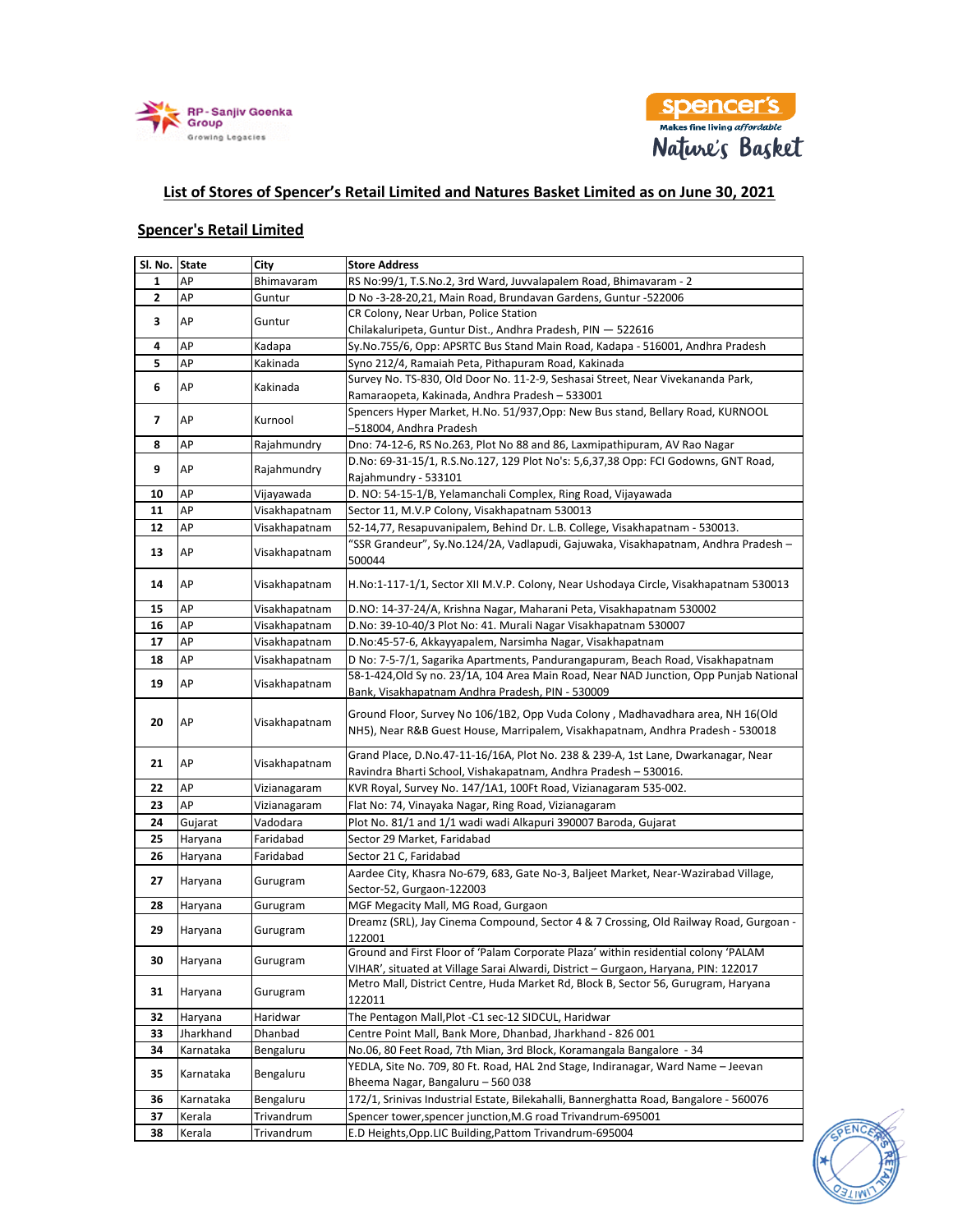## List of Stores of Spencer's Retail Limited and Natures Basket Limited as on June 30, 2021

### Spencer's Retail Limited

| Sl. No. | State | City | Store Address |
|---|---|---|---|
| 1 | AP | Bhimavaram | RS No:99/1, T.S.No.2, 3rd Ward, Juvvalapalem Road, Bhimavaram - 2 |
| 2 | AP | Guntur | D No -3-28-20,21, Main Road, Brundavan Gardens, Guntur -522006 |
| 3 | AP | Guntur | CR Colony, Near Urban, Police Station Chilakaluripeta, Guntur Dist., Andhra Pradesh, PIN — 522616 |
| 4 | AP | Kadapa | Sy.No.755/6, Opp: APSRTC Bus Stand Main Road, Kadapa - 516001, Andhra Pradesh |
| 5 | AP | Kakinada | Syno 212/4, Ramaiah Peta, Pithapuram Road, Kakinada |
| 6 | AP | Kakinada | Survey No. TS-830, Old Door No. 11-2-9, Seshasai Street, Near Vivekananda Park, Ramaraopeta, Kakinada, Andhra Pradesh – 533001 |
| 7 | AP | Kurnool | Spencers Hyper Market, H.No. 51/937,Opp: New Bus stand, Bellary Road, KURNOOL –518004, Andhra Pradesh |
| 8 | AP | Rajahmundry | Dno: 74-12-6, RS No.263, Plot No 88 and 86, Laxmipathipuram, AV Rao Nagar |
| 9 | AP | Rajahmundry | D.No: 69-31-15/1, R.S.No.127, 129 Plot No's: 5,6,37,38 Opp: FCI Godowns, GNT Road, Rajahmundry - 533101 |
| 10 | AP | Vijayawada | D. NO: 54-15-1/B, Yelamanchali Complex, Ring Road, Vijayawada |
| 11 | AP | Visakhapatnam | Sector 11, M.V.P Colony, Visakhapatnam 530013 |
| 12 | AP | Visakhapatnam | 52-14,77, Resapuvanipalem, Behind Dr. L.B. College, Visakhapatnam - 530013. |
| 13 | AP | Visakhapatnam | "SSR Grandeur", Sy.No.124/2A, Vadlapudi, Gajuwaka, Visakhapatnam, Andhra Pradesh – 500044 |
| 14 | AP | Visakhapatnam | H.No:1-117-1/1, Sector XII M.V.P. Colony, Near Ushodaya Circle, Visakhapatnam 530013 |
| 15 | AP | Visakhapatnam | D.NO: 14-37-24/A, Krishna Nagar, Maharani Peta, Visakhapatnam 530002 |
| 16 | AP | Visakhapatnam | D.No: 39-10-40/3 Plot No: 41. Murali Nagar Visakhapatnam 530007 |
| 17 | AP | Visakhapatnam | D.No:45-57-6, Akkayyapalem, Narsimha Nagar, Visakhapatnam |
| 18 | AP | Visakhapatnam | D No: 7-5-7/1, Sagarika Apartments, Pandurangapuram, Beach Road, Visakhapatnam |
| 19 | AP | Visakhapatnam | 58-1-424,Old Sy no. 23/1A, 104 Area Main Road, Near NAD Junction, Opp Punjab National Bank, Visakhapatnam Andhra Pradesh, PIN - 530009 |
| 20 | AP | Visakhapatnam | Ground Floor, Survey No 106/1B2, Opp Vuda Colony , Madhavadhara area, NH 16(Old NH5), Near R&B Guest House, Marripalem, Visakhapatnam, Andhra Pradesh - 530018 |
| 21 | AP | Visakhapatnam | Grand Place, D.No.47-11-16/16A, Plot No. 238 & 239-A, 1st Lane, Dwarkanagar, Near Ravindra Bharti School, Vishakapatnam, Andhra Pradesh – 530016. |
| 22 | AP | Vizianagaram | KVR Royal, Survey No. 147/1A1, 100Ft Road, Vizianagaram 535-002. |
| 23 | AP | Vizianagaram | Flat No: 74, Vinayaka Nagar, Ring Road, Vizianagaram |
| 24 | Gujarat | Vadodara | Plot No. 81/1 and 1/1 wadi wadi Alkapuri 390007 Baroda, Gujarat |
| 25 | Haryana | Faridabad | Sector 29 Market, Faridabad |
| 26 | Haryana | Faridabad | Sector 21 C, Faridabad |
| 27 | Haryana | Gurugram | Aardee City, Khasra No-679, 683, Gate No-3, Baljeet Market, Near-Wazirabad Village, Sector-52, Gurgaon-122003 |
| 28 | Haryana | Gurugram | MGF Megacity Mall, MG Road, Gurgaon |
| 29 | Haryana | Gurugram | Dreamz (SRL), Jay Cinema Compound, Sector 4 & 7 Crossing, Old Railway Road, Gurgoan - 122001 |
| 30 | Haryana | Gurugram | Ground and First Floor of 'Palam Corporate Plaza' within residential colony 'PALAM VIHAR', situated at Village Sarai Alwardi, District – Gurgaon, Haryana, PIN: 122017 |
| 31 | Haryana | Gurugram | Metro Mall, District Centre, Huda Market Rd, Block B, Sector 56, Gurugram, Haryana 122011 |
| 32 | Haryana | Haridwar | The Pentagon Mall,Plot -C1 sec-12 SIDCUL, Haridwar |
| 33 | Jharkhand | Dhanbad | Centre Point Mall, Bank More, Dhanbad, Jharkhand - 826 001 |
| 34 | Karnataka | Bengaluru | No.06, 80 Feet Road, 7th Mian, 3rd Block, Koramangala Bangalore - 34 |
| 35 | Karnataka | Bengaluru | YEDLA, Site No. 709, 80 Ft. Road, HAL 2nd Stage, Indiranagar, Ward Name – Jeevan Bheema Nagar, Bangaluru – 560 038 |
| 36 | Karnataka | Bengaluru | 172/1, Srinivas Industrial Estate, Bilekahalli, Bannerghatta Road, Bangalore - 560076 |
| 37 | Kerala | Trivandrum | Spencer tower,spencer junction,M.G road Trivandrum-695001 |
| 38 | Kerala | Trivandrum | E.D Heights,Opp.LIC Building,Pattom Trivandrum-695004 |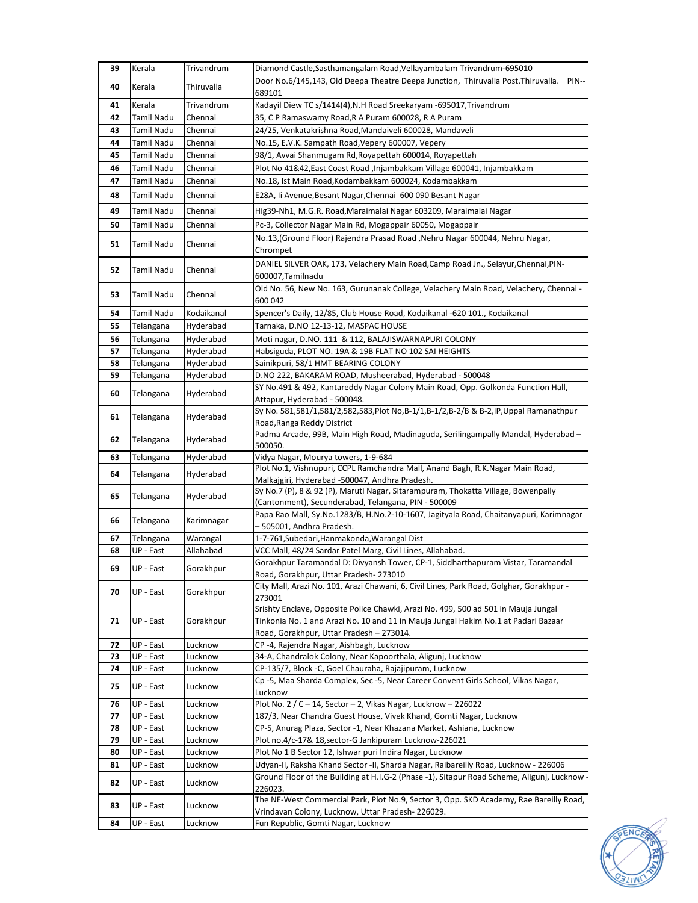| 39 | Kerala | Trivandrum | Diamond Castle,Sasthamangalam Road,Vellayambalam Trivandrum-695010 |
|---|---|---|---|
| 40 | Kerala | Thiruvalla | Door No.6/145,143, Old Deepa Theatre Deepa Junction, Thiruvalla Post.Thiruvalla. PIN--689101 |
| 41 | Kerala | Trivandrum | Kadayil Diew TC s/1414(4),N.H Road Sreekaryam -695017,Trivandrum |
| 42 | Tamil Nadu | Chennai | 35, C P Ramaswamy Road,R A Puram 600028, R A Puram |
| 43 | Tamil Nadu | Chennai | 24/25, Venkatakrishna Road,Mandaiveli 600028, Mandaveli |
| 44 | Tamil Nadu | Chennai | No.15, E.V.K. Sampath Road,Vepery 600007, Vepery |
| 45 | Tamil Nadu | Chennai | 98/1, Avvai Shanmugam Rd,Royapettah 600014, Royapettah |
| 46 | Tamil Nadu | Chennai | Plot No 41&42,East Coast Road ,Injambakkam Village 600041, Injambakkam |
| 47 | Tamil Nadu | Chennai | No.18, Ist Main Road,Kodambakkam 600024, Kodambakkam |
| 48 | Tamil Nadu | Chennai | E28A, Ii Avenue,Besant Nagar,Chennai 600 090 Besant Nagar |
| 49 | Tamil Nadu | Chennai | Hig39-Nh1, M.G.R. Road,Maraimalai Nagar 603209, Maraimalai Nagar |
| 50 | Tamil Nadu | Chennai | Pc-3, Collector Nagar Main Rd, Mogappair 60050, Mogappair |
| 51 | Tamil Nadu | Chennai | No.13,(Ground Floor) Rajendra Prasad Road ,Nehru Nagar 600044, Nehru Nagar, Chrompet |
| 52 | Tamil Nadu | Chennai | DANIEL SILVER OAK, 173, Velachery Main Road,Camp Road Jn., Selayur,Chennai,PIN-600007,Tamilnadu |
| 53 | Tamil Nadu | Chennai | Old No. 56, New No. 163, Gurunanak College, Velachery Main Road, Velachery, Chennai - 600 042 |
| 54 | Tamil Nadu | Kodaikanal | Spencer's Daily, 12/85, Club House Road, Kodaikanal -620 101., Kodaikanal |
| 55 | Telangana | Hyderabad | Tarnaka, D.NO 12-13-12, MASPAC HOUSE |
| 56 | Telangana | Hyderabad | Moti nagar, D.NO. 111 & 112, BALAJISWARNAPURI COLONY |
| 57 | Telangana | Hyderabad | Habsiguda, PLOT NO. 19A & 19B FLAT NO 102 SAI HEIGHTS |
| 58 | Telangana | Hyderabad | Sainikpuri, 58/1 HMT BEARING COLONY |
| 59 | Telangana | Hyderabad | D.NO 222, BAKARAM ROAD, Musheerabad, Hyderabad - 500048 |
| 60 | Telangana | Hyderabad | SY No.491 & 492, Kantareddy Nagar Colony Main Road, Opp. Golkonda Function Hall, Attapur, Hyderabad - 500048. |
| 61 | Telangana | Hyderabad | Sy No. 581,581/1,581/2,582,583,Plot No,B-1/1,B-1/2,B-2/B & B-2,IP,Uppal Ramanathpur Road,Ranga Reddy District |
| 62 | Telangana | Hyderabad | Padma Arcade, 99B, Main High Road, Madinaguda, Serilingampally Mandal, Hyderabad – 500050. |
| 63 | Telangana | Hyderabad | Vidya Nagar, Mourya towers, 1-9-684 |
| 64 | Telangana | Hyderabad | Plot No.1, Vishnupuri, CCPL Ramchandra Mall, Anand Bagh, R.K.Nagar Main Road, Malkajgiri, Hyderabad -500047, Andhra Pradesh. |
| 65 | Telangana | Hyderabad | Sy No.7 (P), 8 & 92 (P), Maruti Nagar, Sitarampuram, Thokatta Village, Bowenpally (Cantonment), Secunderabad, Telangana, PIN - 500009 |
| 66 | Telangana | Karimnagar | Papa Rao Mall, Sy.No.1283/B, H.No.2-10-1607, Jagityala Road, Chaitanyapuri, Karimnagar – 505001, Andhra Pradesh. |
| 67 | Telangana | Warangal | 1-7-761,Subedari,Hanmakonda,Warangal Dist |
| 68 | UP - East | Allahabad | VCC Mall, 48/24 Sardar Patel Marg, Civil Lines, Allahabad. |
| 69 | UP - East | Gorakhpur | Gorakhpur Taramandal D: Divyansh Tower, CP-1, Siddharthapuram Vistar, Taramandal Road, Gorakhpur, Uttar Pradesh- 273010 |
| 70 | UP - East | Gorakhpur | City Mall, Arazi No. 101, Arazi Chawani, 6, Civil Lines, Park Road, Golghar, Gorakhpur - 273001 |
| 71 | UP - East | Gorakhpur | Srishty Enclave, Opposite Police Chawki, Arazi No. 499, 500 ad 501 in Mauja Jungal Tinkonia No. 1 and Arazi No. 10 and 11 in Mauja Jungal Hakim No.1 at Padari Bazaar Road, Gorakhpur, Uttar Pradesh – 273014. |
| 72 | UP - East | Lucknow | CP -4, Rajendra Nagar, Aishbagh, Lucknow |
| 73 | UP - East | Lucknow | 34-A, Chandralok Colony, Near Kapoorthala, Aligunj, Lucknow |
| 74 | UP - East | Lucknow | CP-135/7, Block -C, Goel Chauraha, Rajajipuram, Lucknow |
| 75 | UP - East | Lucknow | Cp -5, Maa Sharda Complex, Sec -5, Near Career Convent Girls School, Vikas Nagar, Lucknow |
| 76 | UP - East | Lucknow | Plot No. 2 / C – 14, Sector – 2, Vikas Nagar, Lucknow – 226022 |
| 77 | UP - East | Lucknow | 187/3, Near Chandra Guest House, Vivek Khand, Gomti Nagar, Lucknow |
| 78 | UP - East | Lucknow | CP-5, Anurag Plaza, Sector -1, Near Khazana Market, Ashiana, Lucknow |
| 79 | UP - East | Lucknow | Plot no.4/c-17& 18,sector-G Jankipuram Lucknow-226021 |
| 80 | UP - East | Lucknow | Plot No 1 B Sector 12, Ishwar puri Indira Nagar, Lucknow |
| 81 | UP - East | Lucknow | Udyan-II, Raksha Khand Sector -II, Sharda Nagar, Raibareilly Road, Lucknow - 226006 |
| 82 | UP - East | Lucknow | Ground Floor of the Building at H.I.G-2 (Phase -1), Sitapur Road Scheme, Aligunj, Lucknow - 226023. |
| 83 | UP - East | Lucknow | The NE-West Commercial Park, Plot No.9, Sector 3, Opp. SKD Academy, Rae Bareilly Road, Vrindavan Colony, Lucknow, Uttar Pradesh- 226029. |
| 84 | UP - East | Lucknow | Fun Republic, Gomti Nagar, Lucknow |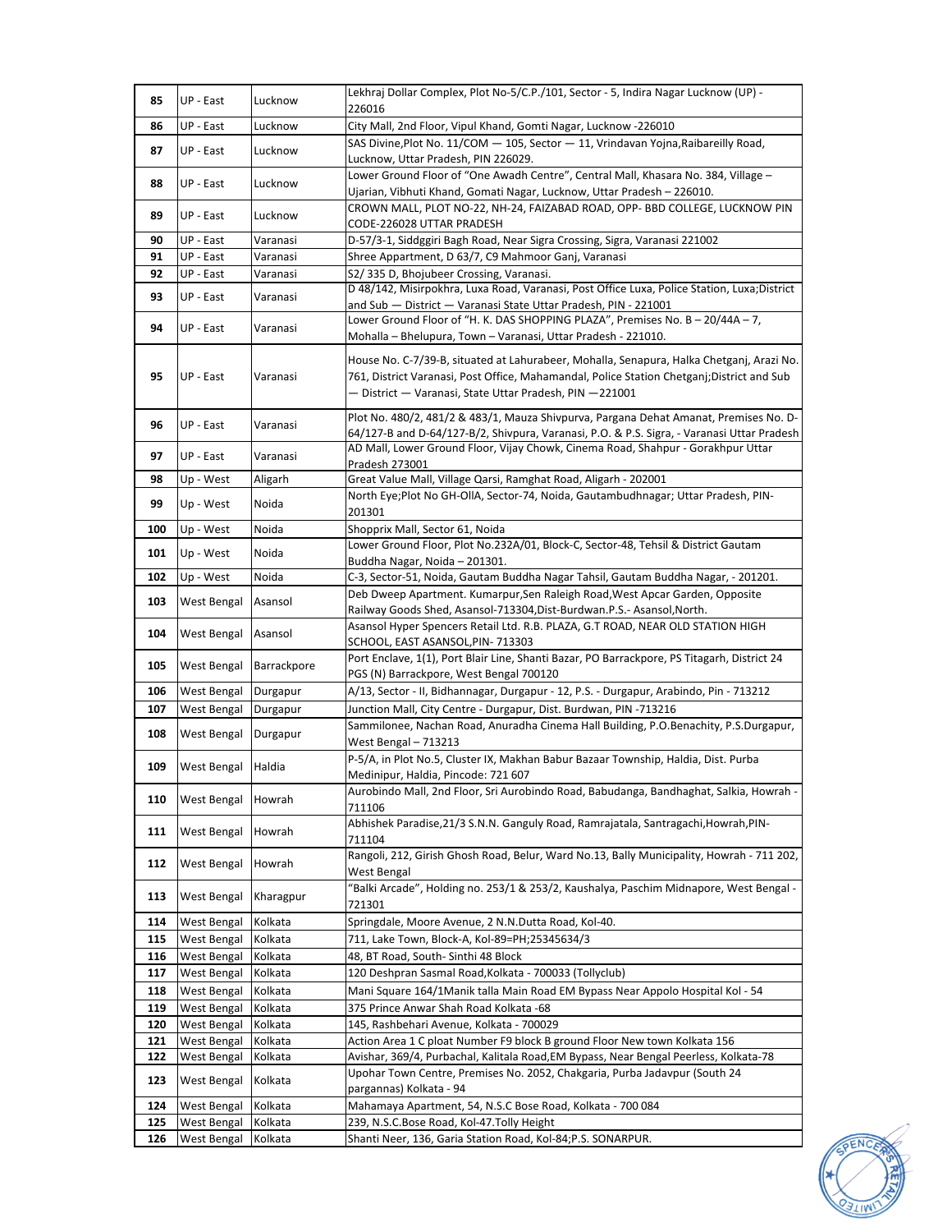| 85 | UP - East | Lucknow | Lekhraj Dollar Complex, Plot No-5/C.P./101, Sector - 5, Indira Nagar Lucknow (UP) - 226016 |
|---|---|---|---|
| 86 | UP - East | Lucknow | City Mall, 2nd Floor, Vipul Khand, Gomti Nagar, Lucknow -226010 |
| 87 | UP - East | Lucknow | SAS Divine,Plot No. 11/COM — 105, Sector — 11, Vrindavan Yojna,Raibareilly Road, Lucknow, Uttar Pradesh, PIN 226029. |
| 88 | UP - East | Lucknow | Lower Ground Floor of "One Awadh Centre", Central Mall, Khasara No. 384, Village – Ujarian, Vibhuti Khand, Gomati Nagar, Lucknow, Uttar Pradesh – 226010. |
| 89 | UP - East | Lucknow | CROWN MALL, PLOT NO-22, NH-24, FAIZABAD ROAD, OPP- BBD COLLEGE, LUCKNOW PIN CODE-226028 UTTAR PRADESH |
| 90 | UP - East | Varanasi | D-57/3-1, Siddggiri Bagh Road, Near Sigra Crossing, Sigra, Varanasi 221002 |
| 91 | UP - East | Varanasi | Shree Appartment, D 63/7, C9 Mahmoor Ganj, Varanasi |
| 92 | UP - East | Varanasi | S2/ 335 D, Bhojubeer Crossing, Varanasi. |
| 93 | UP - East | Varanasi | D 48/142, Misirpokhra, Luxa Road, Varanasi, Post Office Luxa, Police Station, Luxa;District and Sub — District — Varanasi State Uttar Pradesh, PIN - 221001 |
| 94 | UP - East | Varanasi | Lower Ground Floor of "H. K. DAS SHOPPING PLAZA", Premises No. B – 20/44A – 7, Mohalla – Bhelupura, Town – Varanasi, Uttar Pradesh - 221010. |
| 95 | UP - East | Varanasi | House No. C-7/39-B, situated at Lahurabeer, Mohalla, Senapura, Halka Chetganj, Arazi No. 761, District Varanasi, Post Office, Mahamandal, Police Station Chetganj;District and Sub — District — Varanasi, State Uttar Pradesh, PIN —221001 |
| 96 | UP - East | Varanasi | Plot No. 480/2, 481/2 & 483/1, Mauza Shivpurva, Pargana Dehat Amanat, Premises No. D-64/127-B and D-64/127-B/2, Shivpura, Varanasi, P.O. & P.S. Sigra, - Varanasi Uttar Pradesh |
| 97 | UP - East | Varanasi | AD Mall, Lower Ground Floor, Vijay Chowk, Cinema Road, Shahpur - Gorakhpur Uttar Pradesh 273001 |
| 98 | Up - West | Aligarh | Great Value Mall, Village Qarsi, Ramghat Road, Aligarh - 202001 |
| 99 | Up - West | Noida | North Eye;Plot No GH-OllA, Sector-74, Noida, Gautambudhnagar; Uttar Pradesh, PIN-201301 |
| 100 | Up - West | Noida | Shopprix Mall, Sector 61, Noida |
| 101 | Up - West | Noida | Lower Ground Floor, Plot No.232A/01, Block-C, Sector-48, Tehsil & District Gautam Buddha Nagar, Noida – 201301. |
| 102 | Up - West | Noida | C-3, Sector-51, Noida, Gautam Buddha Nagar Tahsil, Gautam Buddha Nagar, - 201201. |
| 103 | West Bengal | Asansol | Deb Dweep Apartment. Kumarpur,Sen Raleigh Road,West Apcar Garden, Opposite Railway Goods Shed, Asansol-713304,Dist-Burdwan.P.S.- Asansol,North. |
| 104 | West Bengal | Asansol | Asansol Hyper Spencers Retail Ltd. R.B. PLAZA, G.T ROAD, NEAR OLD STATION HIGH SCHOOL, EAST ASANSOL,PIN- 713303 |
| 105 | West Bengal | Barrackpore | Port Enclave, 1(1), Port Blair Line, Shanti Bazar, PO Barrackpore, PS Titagarh, District 24 PGS (N) Barrackpore, West Bengal 700120 |
| 106 | West Bengal | Durgapur | A/13, Sector - II, Bidhannagar, Durgapur - 12, P.S. - Durgapur, Arabindo, Pin - 713212 |
| 107 | West Bengal | Durgapur | Junction Mall, City Centre - Durgapur, Dist. Burdwan, PIN -713216 |
| 108 | West Bengal | Durgapur | Sammilonee, Nachan Road, Anuradha Cinema Hall Building, P.O.Benachity, P.S.Durgapur, West Bengal – 713213 |
| 109 | West Bengal | Haldia | P-5/A, in Plot No.5, Cluster IX, Makhan Babur Bazaar Township, Haldia, Dist. Purba Medinipur, Haldia, Pincode: 721 607 |
| 110 | West Bengal | Howrah | Aurobindo Mall, 2nd Floor, Sri Aurobindo Road, Babudanga, Bandhaghat, Salkia, Howrah - 711106 |
| 111 | West Bengal | Howrah | Abhishek Paradise,21/3 S.N.N. Ganguly Road, Ramrajatala, Santragachi,Howrah,PIN-711104 |
| 112 | West Bengal | Howrah | Rangoli, 212, Girish Ghosh Road, Belur, Ward No.13, Bally Municipality, Howrah - 711 202, West Bengal |
| 113 | West Bengal | Kharagpur | "Balki Arcade", Holding no. 253/1 & 253/2, Kaushalya, Paschim Midnapore, West Bengal - 721301 |
| 114 | West Bengal | Kolkata | Springdale, Moore Avenue, 2 N.N.Dutta Road, Kol-40. |
| 115 | West Bengal | Kolkata | 711, Lake Town, Block-A, Kol-89=PH;25345634/3 |
| 116 | West Bengal | Kolkata | 48, BT Road, South- Sinthi 48 Block |
| 117 | West Bengal | Kolkata | 120 Deshpran Sasmal Road,Kolkata - 700033 (Tollyclub) |
| 118 | West Bengal | Kolkata | Mani Square 164/1Manik talla Main Road EM Bypass Near Appolo Hospital Kol - 54 |
| 119 | West Bengal | Kolkata | 375 Prince Anwar Shah Road Kolkata -68 |
| 120 | West Bengal | Kolkata | 145, Rashbehari Avenue, Kolkata - 700029 |
| 121 | West Bengal | Kolkata | Action Area 1 C ploat Number F9 block B ground Floor New town Kolkata 156 |
| 122 | West Bengal | Kolkata | Avishar, 369/4, Purbachal, Kalitala Road,EM Bypass, Near Bengal Peerless, Kolkata-78 |
| 123 | West Bengal | Kolkata | Upohar Town Centre, Premises No. 2052, Chakgaria, Purba Jadavpur (South 24 pargannas) Kolkata - 94 |
| 124 | West Bengal | Kolkata | Mahamaya Apartment, 54, N.S.C Bose Road, Kolkata - 700 084 |
| 125 | West Bengal | Kolkata | 239, N.S.C.Bose Road, Kol-47.Tolly Height |
| 126 | West Bengal | Kolkata | Shanti Neer, 136, Garia Station Road, Kol-84;P.S. SONARPUR. |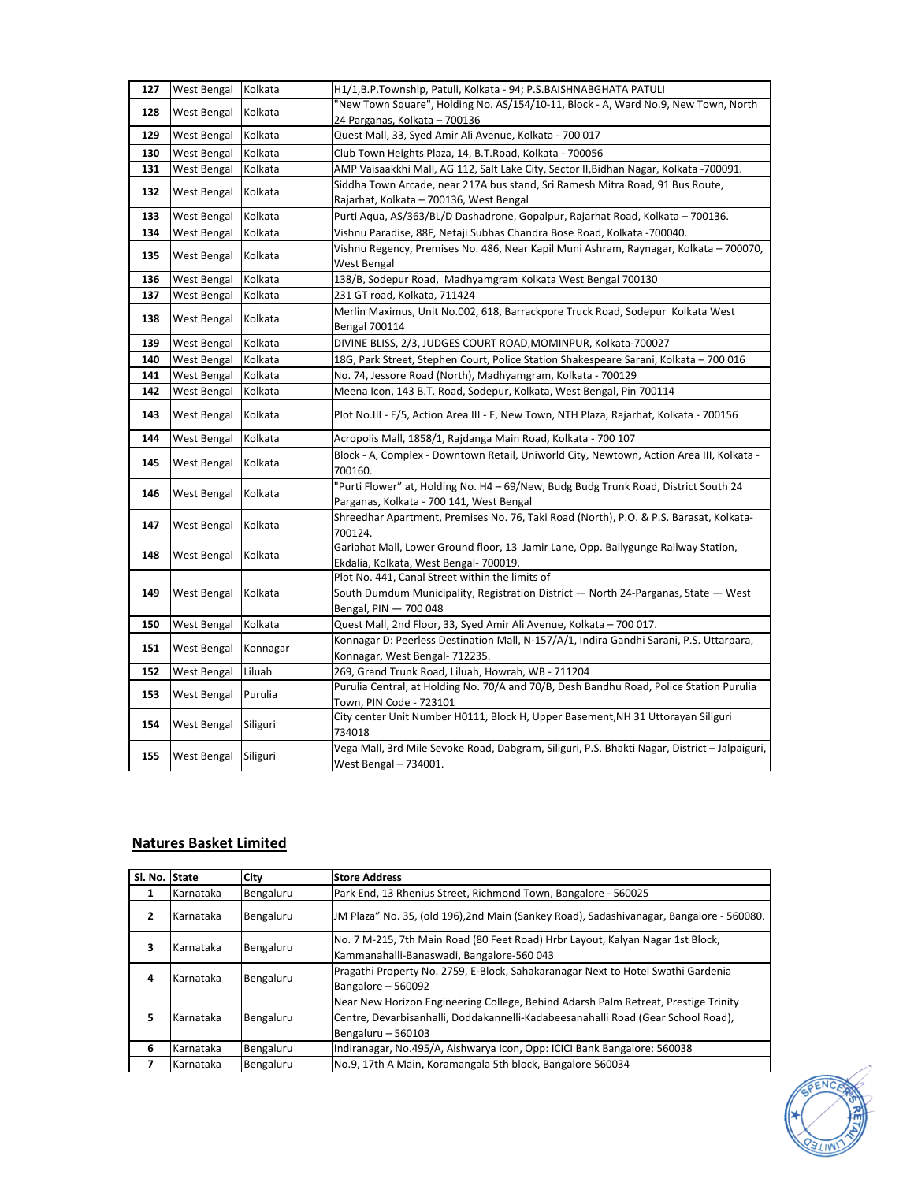| 127 | West Bengal | Kolkata | H1/1,B.P.Township, Patuli, Kolkata - 94; P.S.BAISHNABGHATA PATULI |
|---|---|---|---|
| 128 | West Bengal | Kolkata | "New Town Square", Holding No. AS/154/10-11, Block - A, Ward No.9, New Town, North 24 Parganas, Kolkata – 700136 |
| 129 | West Bengal | Kolkata | Quest Mall, 33, Syed Amir Ali Avenue, Kolkata - 700 017 |
| 130 | West Bengal | Kolkata | Club Town Heights Plaza, 14, B.T.Road, Kolkata - 700056 |
| 131 | West Bengal | Kolkata | AMP Vaisaakkhi Mall, AG 112, Salt Lake City, Sector II,Bidhan Nagar, Kolkata -700091. |
| 132 | West Bengal | Kolkata | Siddha Town Arcade, near 217A bus stand, Sri Ramesh Mitra Road, 91 Bus Route, Rajarhat, Kolkata – 700136, West Bengal |
| 133 | West Bengal | Kolkata | Purti Aqua, AS/363/BL/D Dashadrone, Gopalpur, Rajarhat Road, Kolkata – 700136. |
| 134 | West Bengal | Kolkata | Vishnu Paradise, 88F, Netaji Subhas Chandra Bose Road, Kolkata -700040. |
| 135 | West Bengal | Kolkata | Vishnu Regency, Premises No. 486, Near Kapil Muni Ashram, Raynagar, Kolkata – 700070, West Bengal |
| 136 | West Bengal | Kolkata | 138/B, Sodepur Road, Madhyamgram Kolkata West Bengal 700130 |
| 137 | West Bengal | Kolkata | 231 GT road, Kolkata, 711424 |
| 138 | West Bengal | Kolkata | Merlin Maximus, Unit No.002, 618, Barrackpore Truck Road, Sodepur Kolkata West Bengal 700114 |
| 139 | West Bengal | Kolkata | DIVINE BLISS, 2/3, JUDGES COURT ROAD,MOMINPUR, Kolkata-700027 |
| 140 | West Bengal | Kolkata | 18G, Park Street, Stephen Court, Police Station Shakespeare Sarani, Kolkata – 700 016 |
| 141 | West Bengal | Kolkata | No. 74, Jessore Road (North), Madhyamgram, Kolkata - 700129 |
| 142 | West Bengal | Kolkata | Meena Icon, 143 B.T. Road, Sodepur, Kolkata, West Bengal, Pin 700114 |
| 143 | West Bengal | Kolkata | Plot No.III - E/5, Action Area III - E, New Town, NTH Plaza, Rajarhat, Kolkata - 700156 |
| 144 | West Bengal | Kolkata | Acropolis Mall, 1858/1, Rajdanga Main Road, Kolkata - 700 107 |
| 145 | West Bengal | Kolkata | Block - A, Complex - Downtown Retail, Uniworld City, Newtown, Action Area III, Kolkata - 700160. |
| 146 | West Bengal | Kolkata | "Purti Flower" at, Holding No. H4 – 69/New, Budg Budg Trunk Road, District South 24 Parganas, Kolkata - 700 141, West Bengal |
| 147 | West Bengal | Kolkata | Shreedhar Apartment, Premises No. 76, Taki Road (North), P.O. & P.S. Barasat, Kolkata-700124. |
| 148 | West Bengal | Kolkata | Gariahat Mall, Lower Ground floor, 13 Jamir Lane, Opp. Ballygunge Railway Station, Ekdalia, Kolkata, West Bengal- 700019. |
| 149 | West Bengal | Kolkata | Plot No. 441, Canal Street within the limits of South Dumdum Municipality, Registration District — North 24-Parganas, State — West Bengal, PIN — 700 048 |
| 150 | West Bengal | Kolkata | Quest Mall, 2nd Floor, 33, Syed Amir Ali Avenue, Kolkata – 700 017. |
| 151 | West Bengal | Konnagar | Konnagar D: Peerless Destination Mall, N-157/A/1, Indira Gandhi Sarani, P.S. Uttarpara, Konnagar, West Bengal- 712235. |
| 152 | West Bengal | Liluah | 269, Grand Trunk Road, Liluah, Howrah, WB - 711204 |
| 153 | West Bengal | Purulia | Purulia Central, at Holding No. 70/A and 70/B, Desh Bandhu Road, Police Station Purulia Town, PIN Code - 723101 |
| 154 | West Bengal | Siliguri | City center Unit Number H0111, Block H, Upper Basement,NH 31 Uttorayan Siliguri 734018 |
| 155 | West Bengal | Siliguri | Vega Mall, 3rd Mile Sevoke Road, Dabgram, Siliguri, P.S. Bhakti Nagar, District – Jalpaiguri, West Bengal – 734001. |

## Natures Basket Limited

| Sl. No. | State | City | Store Address |
|---|---|---|---|
| 1 | Karnataka | Bengaluru | Park End, 13 Rhenius Street, Richmond Town, Bangalore - 560025 |
| 2 | Karnataka | Bengaluru | JM Plaza" No. 35, (old 196),2nd Main (Sankey Road), Sadashivanagar, Bangalore - 560080. |
| 3 | Karnataka | Bengaluru | No. 7 M-215, 7th Main Road (80 Feet Road) Hrbr Layout, Kalyan Nagar 1st Block, Kammanahalli-Banaswadi, Bangalore-560 043 |
| 4 | Karnataka | Bengaluru | Pragathi Property No. 2759, E-Block, Sahakaranagar Next to Hotel Swathi Gardenia Bangalore – 560092 |
| 5 | Karnataka | Bengaluru | Near New Horizon Engineering College, Behind Adarsh Palm Retreat, Prestige Trinity Centre, Devarbisanhalli, Doddakannelli-Kadabeesanahalli Road (Gear School Road), Bengaluru – 560103 |
| 6 | Karnataka | Bengaluru | Indiranagar, No.495/A, Aishwarya Icon, Opp: ICICI Bank Bangalore: 560038 |
| 7 | Karnataka | Bengaluru | No.9, 17th A Main, Koramangala 5th block, Bangalore 560034 |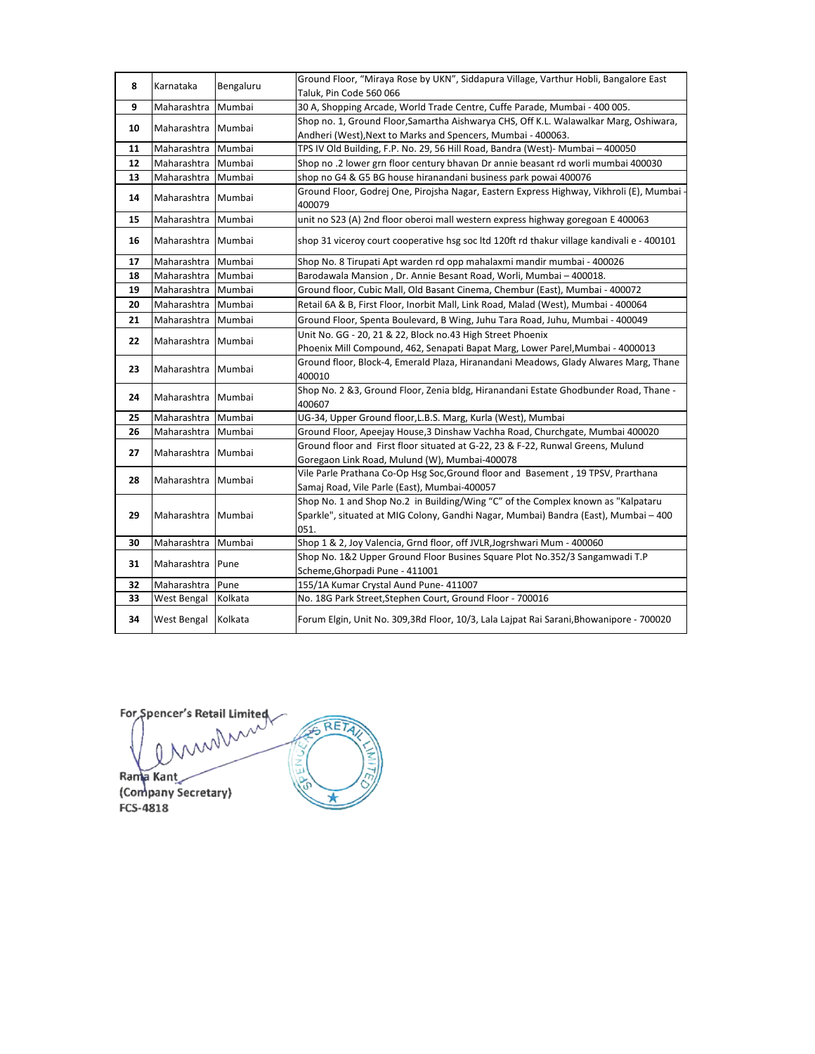| | | | |
|---|---|---|---|
| 8 | Karnataka | Bengaluru | Ground Floor, "Miraya Rose by UKN", Siddapura Village, Varthur Hobli, Bangalore East Taluk, Pin Code 560 066 |
| 9 | Maharashtra | Mumbai | 30 A, Shopping Arcade, World Trade Centre, Cuffe Parade, Mumbai - 400 005. |
| 10 | Maharashtra | Mumbai | Shop no. 1, Ground Floor,Samartha Aishwarya CHS, Off K.L. Walawalkar Marg, Oshiwara, Andheri (West),Next to Marks and Spencers, Mumbai - 400063. |
| 11 | Maharashtra | Mumbai | TPS IV Old Building, F.P. No. 29, 56 Hill Road, Bandra (West)- Mumbai – 400050 |
| 12 | Maharashtra | Mumbai | Shop no .2 lower grn floor century bhavan Dr annie beasant rd worli mumbai 400030 |
| 13 | Maharashtra | Mumbai | shop no G4 & G5 BG house hiranandani business park powai 400076 |
| 14 | Maharashtra | Mumbai | Ground Floor, Godrej One, Pirojsha Nagar, Eastern Express Highway, Vikhroli (E), Mumbai - 400079 |
| 15 | Maharashtra | Mumbai | unit no S23 (A) 2nd floor oberoi mall western express highway goregaon E 400063 |
| 16 | Maharashtra | Mumbai | shop 31 viceroy court cooperative hsg soc ltd 120ft rd thakur village kandivali e - 400101 |
| 17 | Maharashtra | Mumbai | Shop No. 8 Tirupati Apt warden rd opp mahalaxmi mandir mumbai - 400026 |
| 18 | Maharashtra | Mumbai | Barodawala Mansion , Dr. Annie Besant Road, Worli, Mumbai – 400018. |
| 19 | Maharashtra | Mumbai | Ground floor, Cubic Mall, Old Basant Cinema, Chembur (East), Mumbai - 400072 |
| 20 | Maharashtra | Mumbai | Retail 6A & B, First Floor, Inorbit Mall, Link Road, Malad (West), Mumbai - 400064 |
| 21 | Maharashtra | Mumbai | Ground Floor, Spenta Boulevard, B Wing, Juhu Tara Road, Juhu, Mumbai - 400049 |
| 22 | Maharashtra | Mumbai | Unit No. GG - 20, 21 & 22, Block no.43 High Street Phoenix Phoenix Mill Compound, 462, Senapati Bapat Marg, Lower Parel,Mumbai - 4000013 |
| 23 | Maharashtra | Mumbai | Ground floor, Block-4, Emerald Plaza, Hiranandani Meadows, Glady Alwares Marg, Thane 400010 |
| 24 | Maharashtra | Mumbai | Shop No. 2 &3, Ground Floor, Zenia bldg, Hiranandani Estate Ghodbunder Road, Thane - 400607 |
| 25 | Maharashtra | Mumbai | UG-34, Upper Ground floor,L.B.S. Marg, Kurla (West), Mumbai |
| 26 | Maharashtra | Mumbai | Ground Floor, Apeejay House,3 Dinshaw Vachha Road, Churchgate, Mumbai 400020 |
| 27 | Maharashtra | Mumbai | Ground floor and First floor situated at G-22, 23 & F-22, Runwal Greens, Mulund Goregaon Link Road, Mulund (W), Mumbai-400078 |
| 28 | Maharashtra | Mumbai | Vile Parle Prathana Co-Op Hsg Soc,Ground floor and Basement , 19 TPSV, Prarthana Samaj Road, Vile Parle (East), Mumbai-400057 |
| 29 | Maharashtra | Mumbai | Shop No. 1 and Shop No.2 in Building/Wing "C" of the Complex known as "Kalpataru Sparkle", situated at MIG Colony, Gandhi Nagar, Mumbai) Bandra (East), Mumbai – 400 051. |
| 30 | Maharashtra | Mumbai | Shop 1 & 2, Joy Valencia, Grnd floor, off JVLR,Jogrshwari Mum - 400060 |
| 31 | Maharashtra | Pune | Shop No. 1&2 Upper Ground Floor Busines Square Plot No.352/3 Sangamwadi T.P Scheme,Ghorpadi Pune - 411001 |
| 32 | Maharashtra | Pune | 155/1A Kumar Crystal Aund Pune- 411007 |
| 33 | West Bengal | Kolkata | No. 18G Park Street,Stephen Court, Ground Floor - 700016 |
| 34 | West Bengal | Kolkata | Forum Elgin, Unit No. 309,3Rd Floor, 10/3, Lala Lajpat Rai Sarani,Bhowanipore - 700020 |

For Spencer's Retail Limited

Rama Kant
(Company Secretary)
FCS-4818